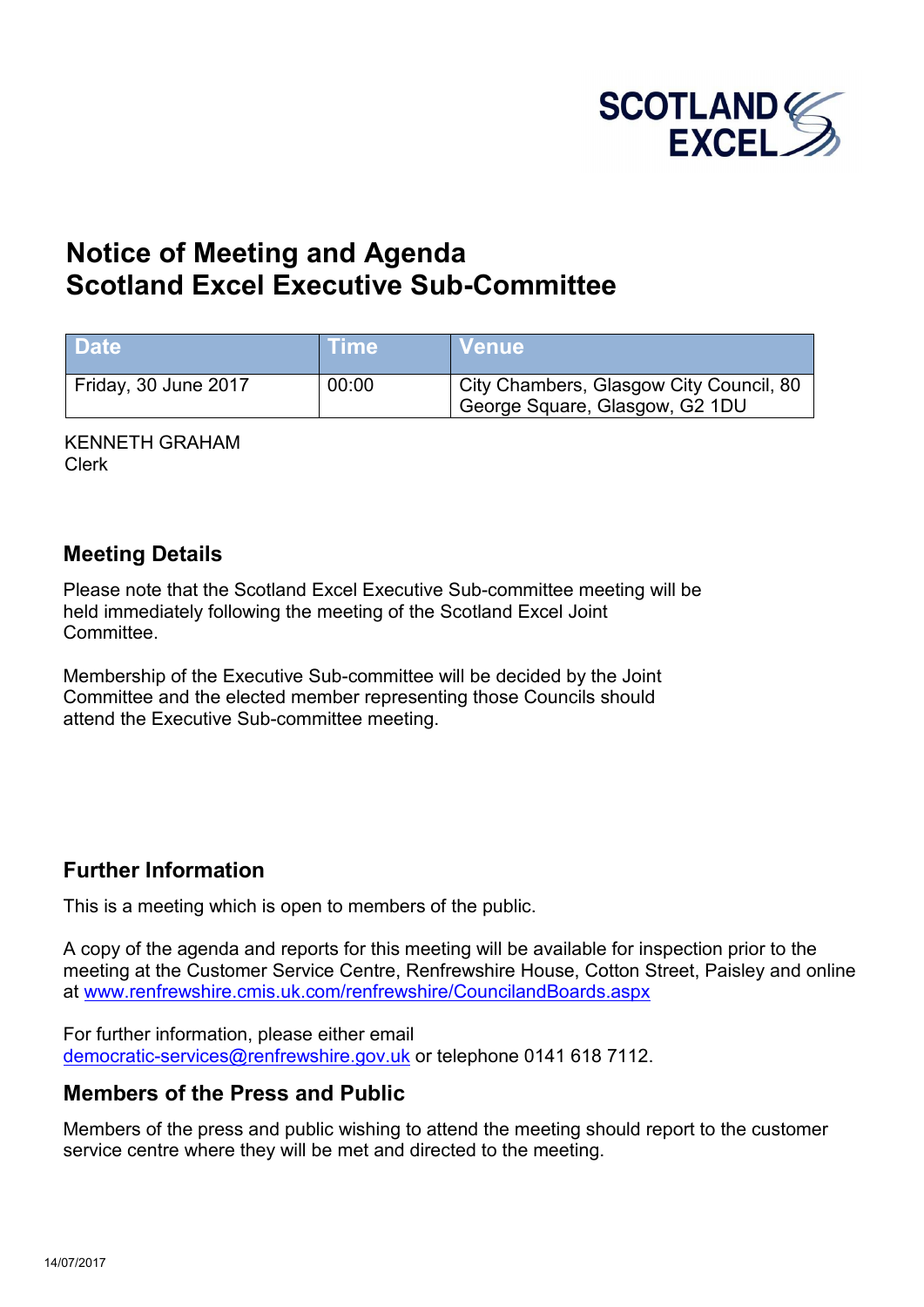# Notice of Meeting and Agenda
# Scotland Excel Executive Sub-Committee

| Date | Time | Venue |
| --- | --- | --- |
| Friday, 30 June 2017 | 00:00 | City Chambers, Glasgow City Council, 80 George Square, Glasgow, G2 1DU |

KENNETH GRAHAM
Clerk

## Meeting Details

Please note that the Scotland Excel Executive Sub-committee meeting will be held immediately following the meeting of the Scotland Excel Joint Committee.

Membership of the Executive Sub-committee will be decided by the Joint Committee and the elected member representing those Councils should attend the Executive Sub-committee meeting.

## Further Information

This is a meeting which is open to members of the public.

A copy of the agenda and reports for this meeting will be available for inspection prior to the meeting at the Customer Service Centre, Renfrewshire House, Cotton Street, Paisley and online at www.renfrewshire.cmis.uk.com/renfrewshire/CouncilandBoards.aspx

For further information, please either email democratic-services@renfrewshire.gov.uk or telephone 0141 618 7112.

## Members of the Press and Public

Members of the press and public wishing to attend the meeting should report to the customer service centre where they will be met and directed to the meeting.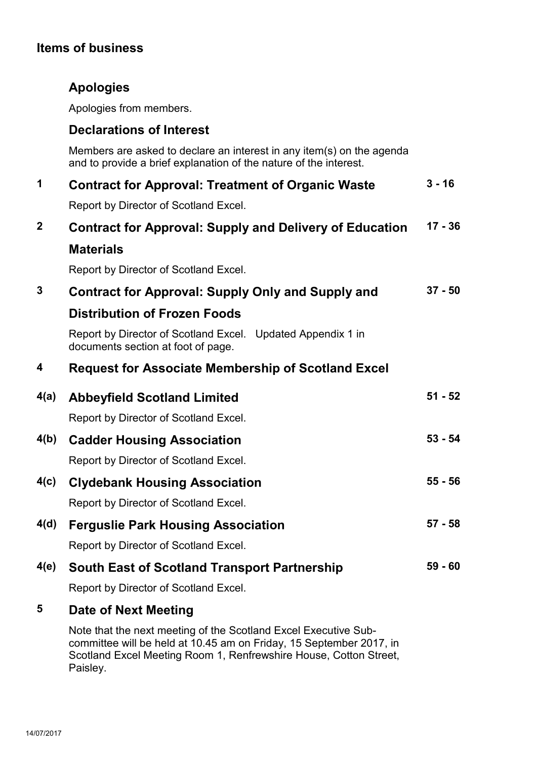## Items of business

### Apologies

Apologies from members.

### Declarations of Interest

Members are asked to declare an interest in any item(s) on the agenda and to provide a brief explanation of the nature of the interest.

| | | |
|---|---|---|
| **1** | **Contract for Approval: Treatment of Organic Waste**<br>Report by Director of Scotland Excel. | **3 - 16** |
| **2** | **Contract for Approval: Supply and Delivery of Education Materials**<br>Report by Director of Scotland Excel. | **17 - 36** |
| **3** | **Contract for Approval: Supply Only and Supply and Distribution of Frozen Foods**<br>Report by Director of Scotland Excel. Updated Appendix 1 in documents section at foot of page. | **37 - 50** |
| **4** | **Request for Associate Membership of Scotland Excel** | |
| **4(a)** | **Abbeyfield Scotland Limited**<br>Report by Director of Scotland Excel. | **51 - 52** |
| **4(b)** | **Cadder Housing Association**<br>Report by Director of Scotland Excel. | **53 - 54** |
| **4(c)** | **Clydebank Housing Association**<br>Report by Director of Scotland Excel. | **55 - 56** |
| **4(d)** | **Ferguslie Park Housing Association**<br>Report by Director of Scotland Excel. | **57 - 58** |
| **4(e)** | **South East of Scotland Transport Partnership**<br>Report by Director of Scotland Excel. | **59 - 60** |
| **5** | **Date of Next Meeting**<br>Note that the next meeting of the Scotland Excel Executive Sub-committee will be held at 10.45 am on Friday, 15 September 2017, in Scotland Excel Meeting Room 1, Renfrewshire House, Cotton Street, Paisley. | |

14/07/2017